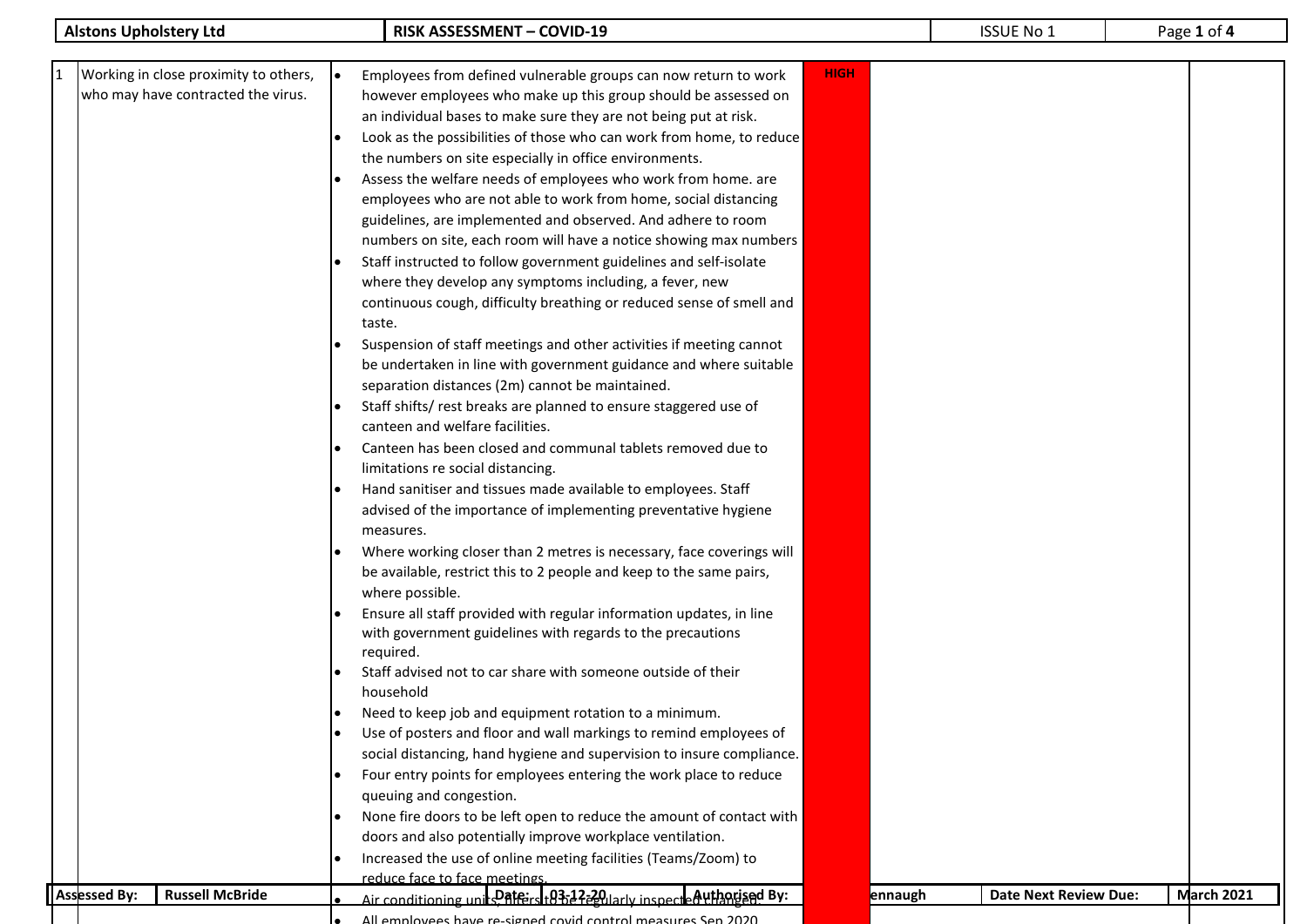| Alstons Upholstery Ltd | RISK ASSESSMENT – COVID-19 | ISSUE No 1 |
|---|---|---|

| No. | Hazard | Control Measures | Risk | | |
|---|---|---|---|---|---|
| 1 | Working in close proximity to others, who may have contracted the virus. | • Employees from defined vulnerable groups can now return to work however employees who make up this group should be assessed on an individual bases to make sure they are not being put at risk.<br>• Look as the possibilities of those who can work from home, to reduce the numbers on site especially in office environments.<br>• Assess the welfare needs of employees who work from home. are employees who are not able to work from home, social distancing guidelines, are implemented and observed. And adhere to room numbers on site, each room will have a notice showing max numbers<br>• Staff instructed to follow government guidelines and self-isolate where they develop any symptoms including, a fever, new continuous cough, difficulty breathing or reduced sense of smell and taste.<br>• Suspension of staff meetings and other activities if meeting cannot be undertaken in line with government guidance and where suitable separation distances (2m) cannot be maintained.<br>• Staff shifts/ rest breaks are planned to ensure staggered use of canteen and welfare facilities.<br>• Canteen has been closed and communal tablets removed due to limitations re social distancing.<br>• Hand sanitiser and tissues made available to employees. Staff advised of the importance of implementing preventative hygiene measures.<br>• Where working closer than 2 metres is necessary, face coverings will be available, restrict this to 2 people and keep to the same pairs, where possible.<br>• Ensure all staff provided with regular information updates, in line with government guidelines with regards to the precautions required.<br>• Staff advised not to car share with someone outside of their household<br>• Need to keep job and equipment rotation to a minimum.<br>• Use of posters and floor and wall markings to remind employees of social distancing, hand hygiene and supervision to insure compliance.<br>• Four entry points for employees entering the work place to reduce queuing and congestion.<br>• None fire doors to be left open to reduce the amount of contact with doors and also potentially improve workplace ventilation.<br>• Increased the use of online meeting facilities (Teams/Zoom) to reduce face to face meetings.<br>• Air conditioning units, filters to be regularly inspected changed.<br>• All employees have re-signed covid control measures Sep 2020 | HIGH | | |

| Assessed By: | Russell McBride | Date: | 03-12-20 | Authorised By: | ennaugh | Date Next Review Due: | March 2021 |
|---|---|---|---|---|---|---|---|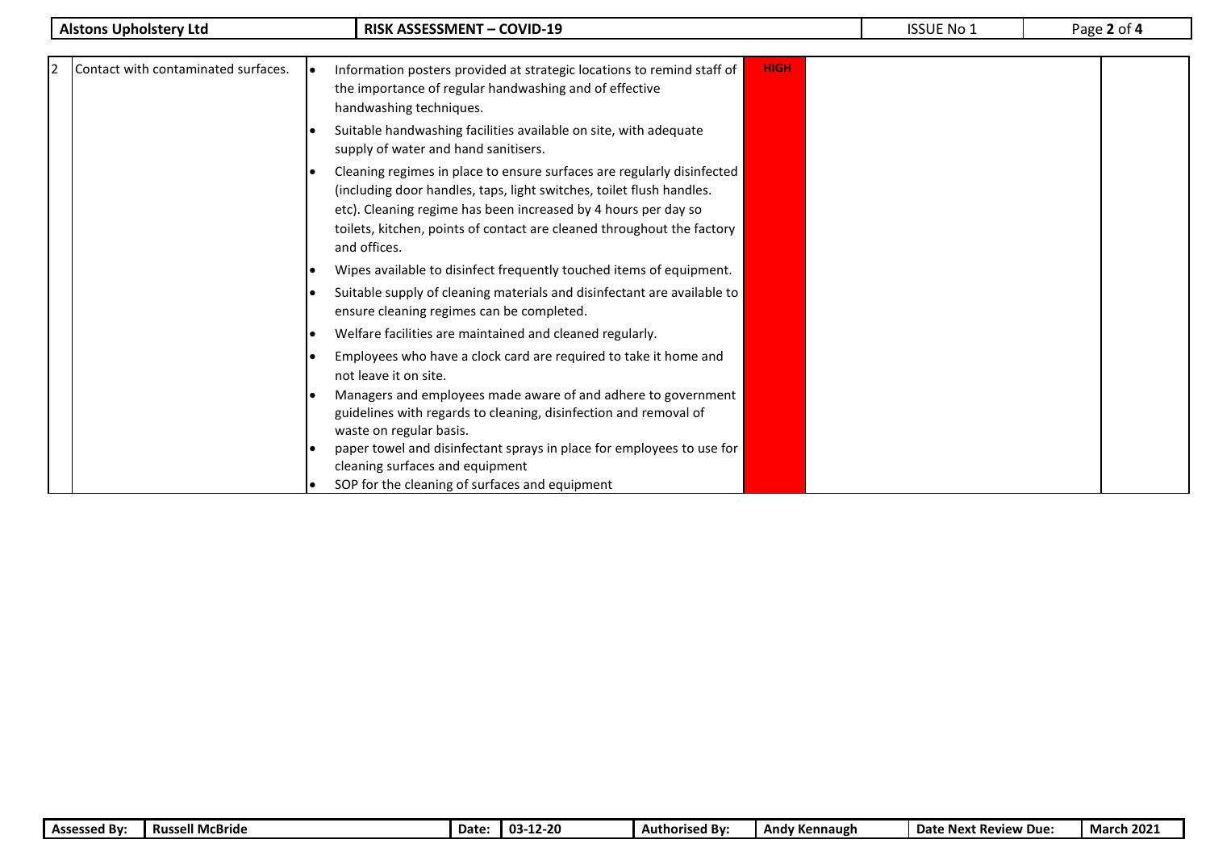| 2 | Contact with contaminated surfaces. | • Information posters provided at strategic locations to remind staff of the importance of regular handwashing and of effective handwashing techniques.<br>• Suitable handwashing facilities available on site, with adequate supply of water and hand sanitisers.<br>• Cleaning regimes in place to ensure surfaces are regularly disinfected (including door handles, taps, light switches, toilet flush handles. etc). Cleaning regime has been increased by 4 hours per day so toilets, kitchen, points of contact are cleaned throughout the factory and offices.<br>• Wipes available to disinfect frequently touched items of equipment.<br>• Suitable supply of cleaning materials and disinfectant are available to ensure cleaning regimes can be completed.<br>• Welfare facilities are maintained and cleaned regularly.<br>• Employees who have a clock card are required to take it home and not leave it on site.<br>• Managers and employees made aware of and adhere to government guidelines with regards to cleaning, disinfection and removal of waste on regular basis.<br>• paper towel and disinfectant sprays in place for employees to use for cleaning surfaces and equipment<br>• SOP for the cleaning of surfaces and equipment | HIGH | | |
|---|---|---|---|---|---|

| Assessed By: | Russell McBride | Date: | 03-12-20 | Authorised By: | Andy Kennaugh | Date Next Review Due: | March 2021 |
|---|---|---|---|---|---|---|---|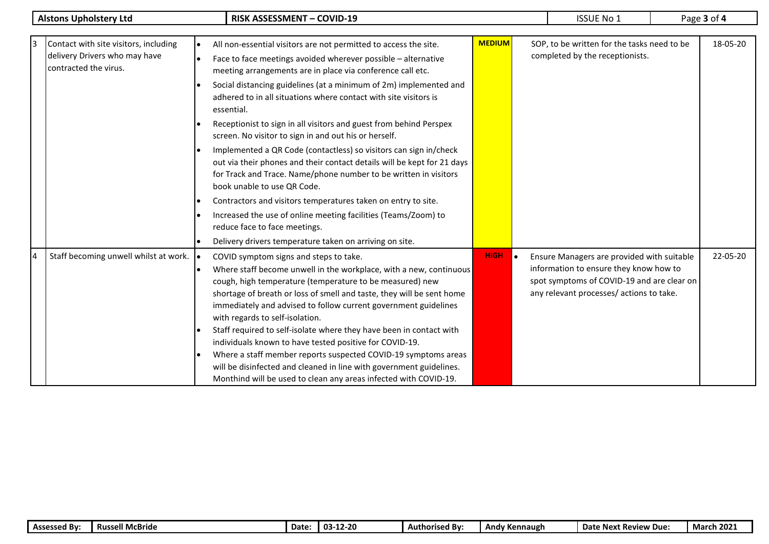| 3 | Contact with site visitors, including delivery Drivers who may have contracted the virus. | • All non-essential visitors are not permitted to access the site.<br>• Face to face meetings avoided wherever possible – alternative meeting arrangements are in place via conference call etc.<br>• Social distancing guidelines (at a minimum of 2m) implemented and adhered to in all situations where contact with site visitors is essential.<br>• Receptionist to sign in all visitors and guest from behind Perspex screen. No visitor to sign in and out his or herself.<br>• Implemented a QR Code (contactless) so visitors can sign in/check out via their phones and their contact details will be kept for 21 days for Track and Trace. Name/phone number to be written in visitors book unable to use QR Code.<br>• Contractors and visitors temperatures taken on entry to site.<br>• Increased the use of online meeting facilities (Teams/Zoom) to reduce face to face meetings.<br>• Delivery drivers temperature taken on arriving on site. | **MEDIUM** | SOP, to be written for the tasks need to be completed by the receptionists. | 18-05-20 |
|---|---|---|---|---|---|
| 4 | Staff becoming unwell whilst at work. | • COVID symptom signs and steps to take.<br>• Where staff become unwell in the workplace, with a new, continuous cough, high temperature (temperature to be measured) new shortage of breath or loss of smell and taste, they will be sent home immediately and advised to follow current government guidelines with regards to self-isolation.<br>• Staff required to self-isolate where they have been in contact with individuals known to have tested positive for COVID-19.<br>• Where a staff member reports suspected COVID-19 symptoms areas will be disinfected and cleaned in line with government guidelines. Monthind will be used to clean any areas infected with COVID-19. | **HIGH** | • Ensure Managers are provided with suitable information to ensure they know how to spot symptoms of COVID-19 and are clear on any relevant processes/ actions to take. | 22-05-20 |

| **Assessed By:** | **Russell McBride** | **Date:** | **03-12-20** | **Authorised By:** | **Andy Kennaugh** | **Date Next Review Due:** | **March 2021** |
|---|---|---|---|---|---|---|---|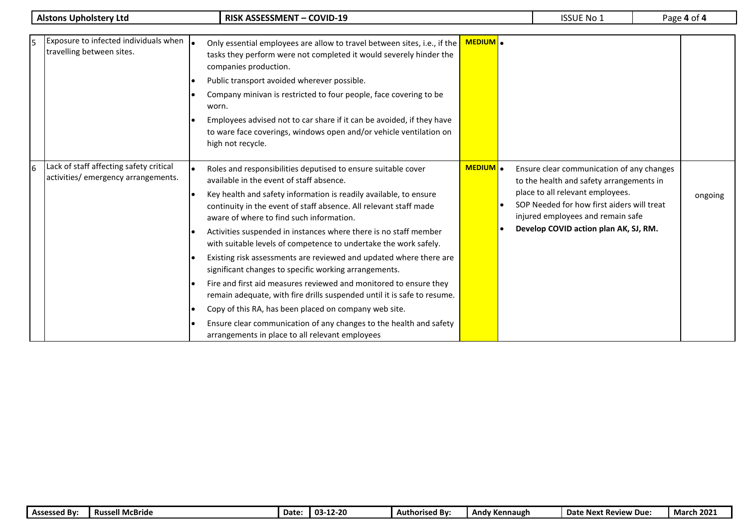| | | | | | |
|---|---|---|---|---|---|
| 5 | Exposure to infected individuals when travelling between sites. | • Only essential employees are allow to travel between sites, i.e., if the tasks they perform were not completed it would severely hinder the companies production.<br>• Public transport avoided wherever possible.<br>• Company minivan is restricted to four people, face covering to be worn.<br>• Employees advised not to car share if it can be avoided, if they have to ware face coverings, windows open and/or vehicle ventilation on high not recycle. | **MEDIUM** | • | |
| 6 | Lack of staff affecting safety critical activities/ emergency arrangements. | • Roles and responsibilities deputised to ensure suitable cover available in the event of staff absence.<br>• Key health and safety information is readily available, to ensure continuity in the event of staff absence. All relevant staff made aware of where to find such information.<br>• Activities suspended in instances where there is no staff member with suitable levels of competence to undertake the work safely.<br>• Existing risk assessments are reviewed and updated where there are significant changes to specific working arrangements.<br>• Fire and first aid measures reviewed and monitored to ensure they remain adequate, with fire drills suspended until it is safe to resume.<br>• Copy of this RA, has been placed on company web site.<br>• Ensure clear communication of any changes to the health and safety arrangements in place to all relevant employees | **MEDIUM** | • Ensure clear communication of any changes to the health and safety arrangements in place to all relevant employees.<br>• SOP Needed for how first aiders will treat injured employees and remain safe<br>• **Develop COVID action plan AK, SJ, RM.** | ongoing |

| | | | | | | | |
|---|---|---|---|---|---|---|---|
| **Assessed By:** | **Russell McBride** | **Date:** | **03-12-20** | **Authorised By:** | **Andy Kennaugh** | **Date Next Review Due:** | **March 2021** |